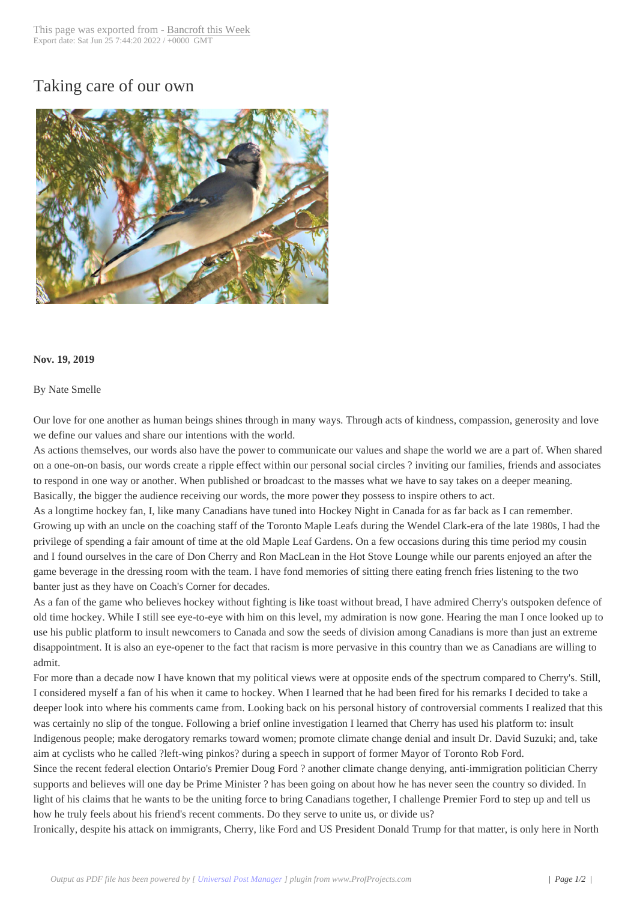# Taking care of our own

**Nov. 19, 2019**

By Nate Smelle

Our love for one another as human beings shines through in many ways. Through acts of kindness, compassion, generosity and love we define our values and share our intentions with the world.

As actions themselves, our words also have the power to communicate our values and shape the world we are a part of. When shared on a one-on-on basis, our words create a ripple effect within our personal social circles ? inviting our families, friends and associates to respond in one way or another. When published or broadcast to the masses what we have to say takes on a deeper meaning. Basically, the bigger the audience receiving our words, the more power they possess to inspire others to act.

As a longtime hockey fan, I, like many Canadians have tuned into Hockey Night in Canada for as far back as I can remember. Growing up with an uncle on the coaching staff of the Toronto Maple Leafs during the Wendel Clark-era of the late 1980s, I had the privilege of spending a fair amount of time at the old Maple Leaf Gardens. On a few occasions during this time period my cousin and I found ourselves in the care of Don Cherry and Ron MacLean in the Hot Stove Lounge while our parents enjoyed an after the game beverage in the dressing room with the team. I have fond memories of sitting there eating french fries listening to the two banter just as they have on Coach's Corner for decades.

As a fan of the game who believes hockey without fighting is like toast without bread, I have admired Cherry's outspoken defence of old time hockey. While I still see eye-to-eye with him on this level, my admiration is now gone. Hearing the man I once looked up to use his public platform to insult newcomers to Canada and sow the seeds of division among Canadians is more than just an extreme disappointment. It is also an eye-opener to the fact that racism is more pervasive in this country than we as Canadians are willing to admit.

For more than a decade now I have known that my political views were at opposite ends of the spectrum compared to Cherry's. Still, I considered myself a fan of his when it came to hockey. When I learned that he had been fired for his remarks I decided to take a deeper look into where his comments came from. Looking back on his personal history of controversial comments I realized that this was certainly no slip of the tongue. Following a brief online investigation I learned that Cherry has used his platform to: insult Indigenous people; make derogatory remarks toward women; promote climate change denial and insult Dr. David Suzuki; and, take aim at cyclists who he called ?left-wing pinkos? during a speech in support of former Mayor of Toronto Rob Ford.

Since the recent federal election Ontario's Premier Doug Ford ? another climate change denying, anti-immigration politician Cherry supports and believes will one day be Prime Minister ? has been going on about how he has never seen the country so divided. In light of his claims that he wants to be the uniting force to bring Canadians together, I challenge Premier Ford to step up and tell us how he truly feels about his friend's recent comments. Do they serve to unite us, or divide us?

Ironically, despite his attack on immigrants, Cherry, like Ford and US President Donald Trump for that matter, is only here in North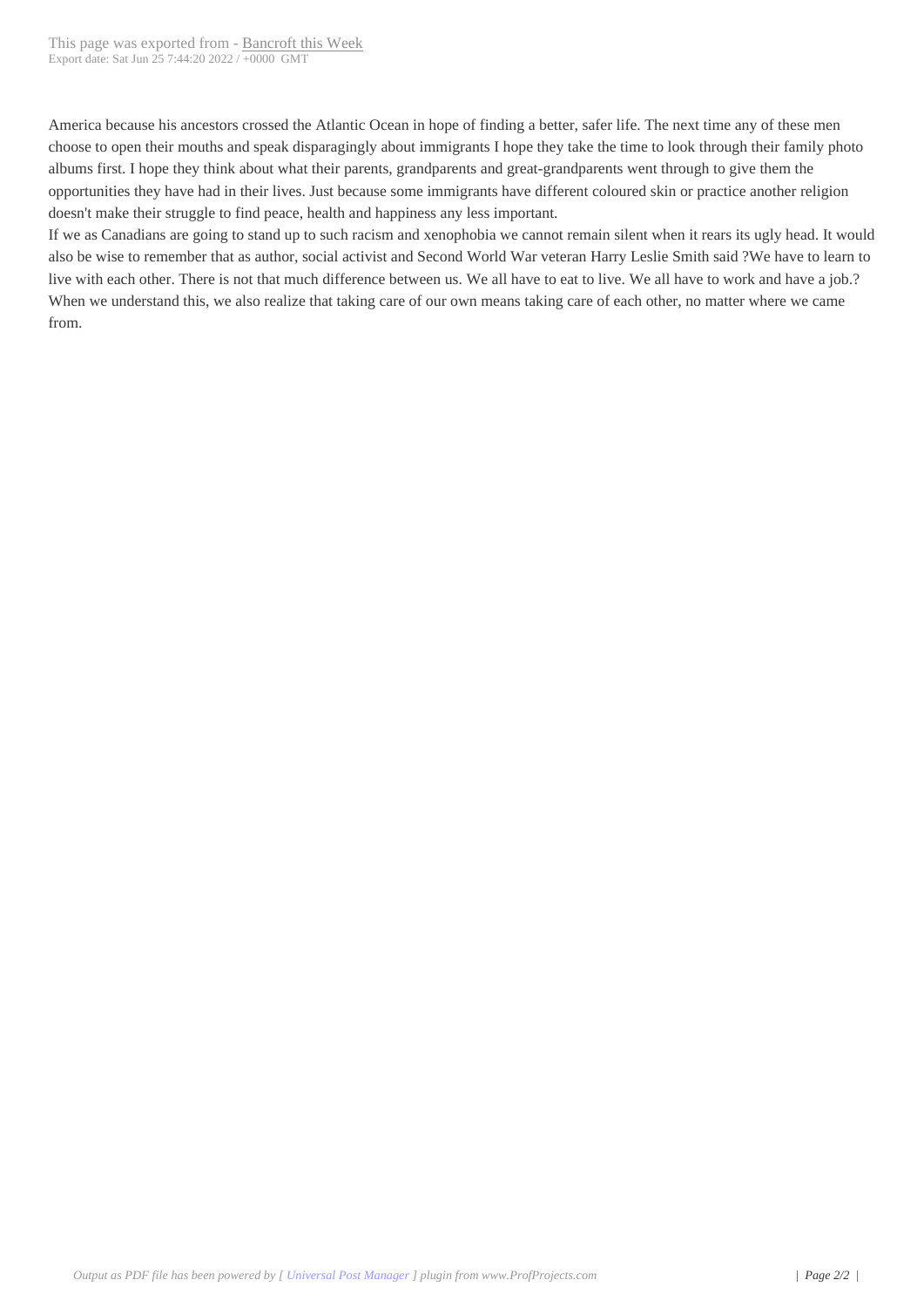America because his ancestors crossed the Atlantic Ocean in hope of finding a better, safer life. The next time any of these men choose to open their mouths and speak disparagingly about immigrants I hope they take the time to look through their family photo albums first. I hope they think about what their parents, grandparents and great-grandparents went through to give them the opportunities they have had in their lives. Just because some immigrants have different coloured skin or practice another religion doesn't make their struggle to find peace, health and happiness any less important.

If we as Canadians are going to stand up to such racism and xenophobia we cannot remain silent when it rears its ugly head. It would also be wise to remember that as author, social activist and Second World War veteran Harry Leslie Smith said ?We have to learn to live with each other. There is not that much difference between us. We all have to eat to live. We all have to work and have a job.? When we understand this, we also realize that taking care of our own means taking care of each other, no matter where we came from.